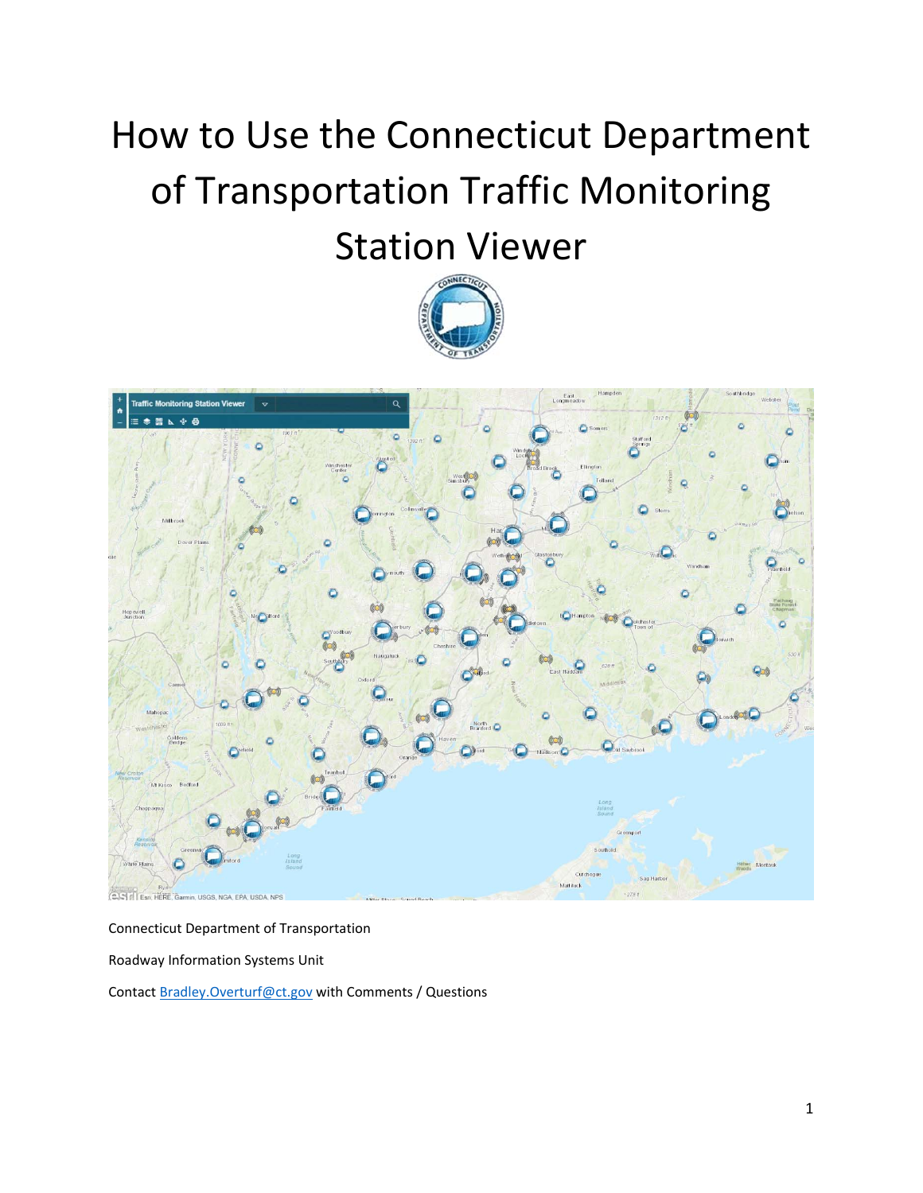# How to Use the Connecticut Department of Transportation Traffic Monitoring Station Viewer

Connecticut Department of Transportation

Roadway Information Systems Unit

Contact Bradley.Overturf@ct.gov with Comments / Questions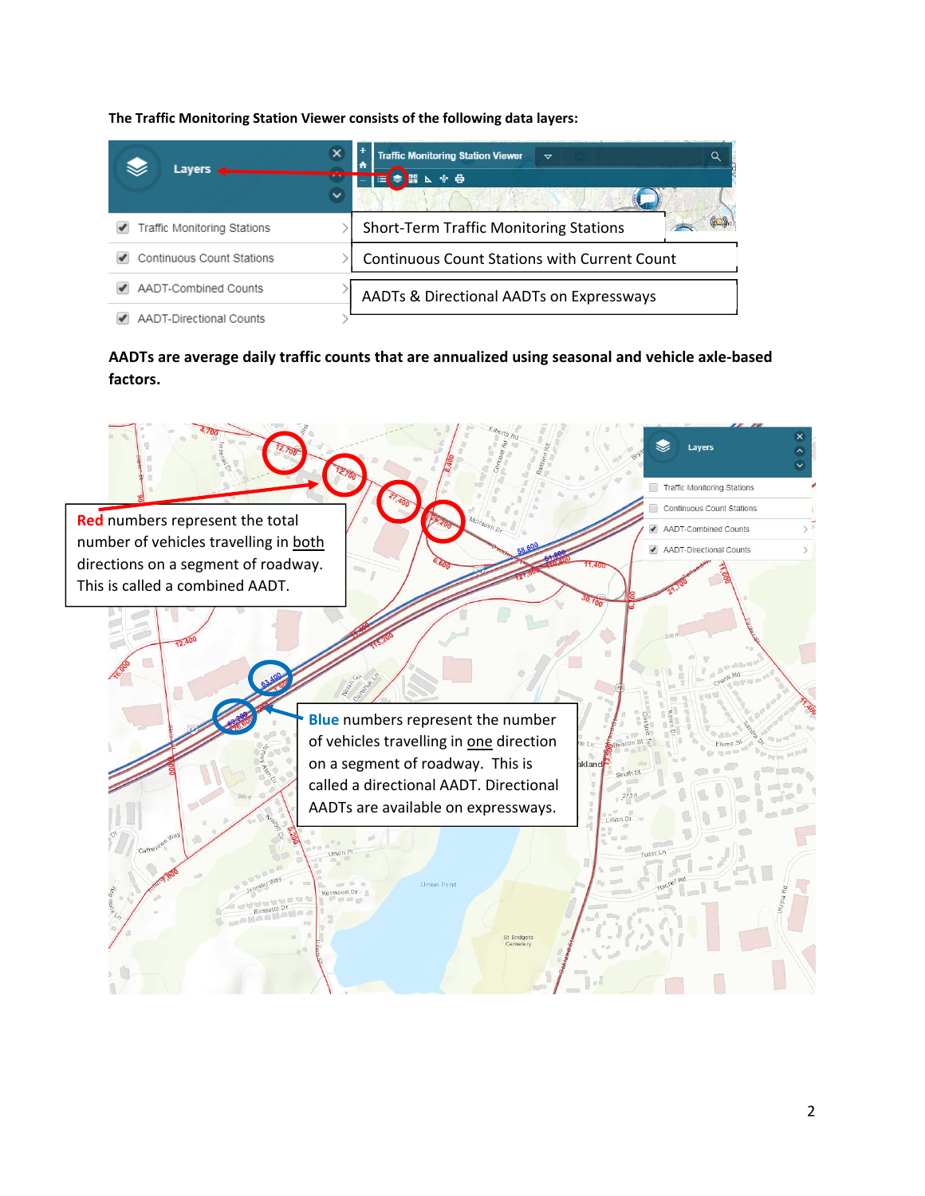**The Traffic Monitoring Station Viewer consists of the following data layers:**

| Layer | Description |
| --- | --- |
| Traffic Monitoring Stations | Short-Term Traffic Monitoring Stations |
| Continuous Count Stations | Continuous Count Stations with Current Count |
| AADT-Combined Counts | AADTs & Directional AADTs on Expressways |
| AADT-Directional Counts | |

**AADTs are average daily traffic counts that are annualized using seasonal and vehicle axle-based factors.**

**Red** numbers represent the total number of vehicles travelling in both directions on a segment of roadway. This is called a combined AADT.

**Blue** numbers represent the number of vehicles travelling in one direction on a segment of roadway. This is called a directional AADT. Directional AADTs are available on expressways.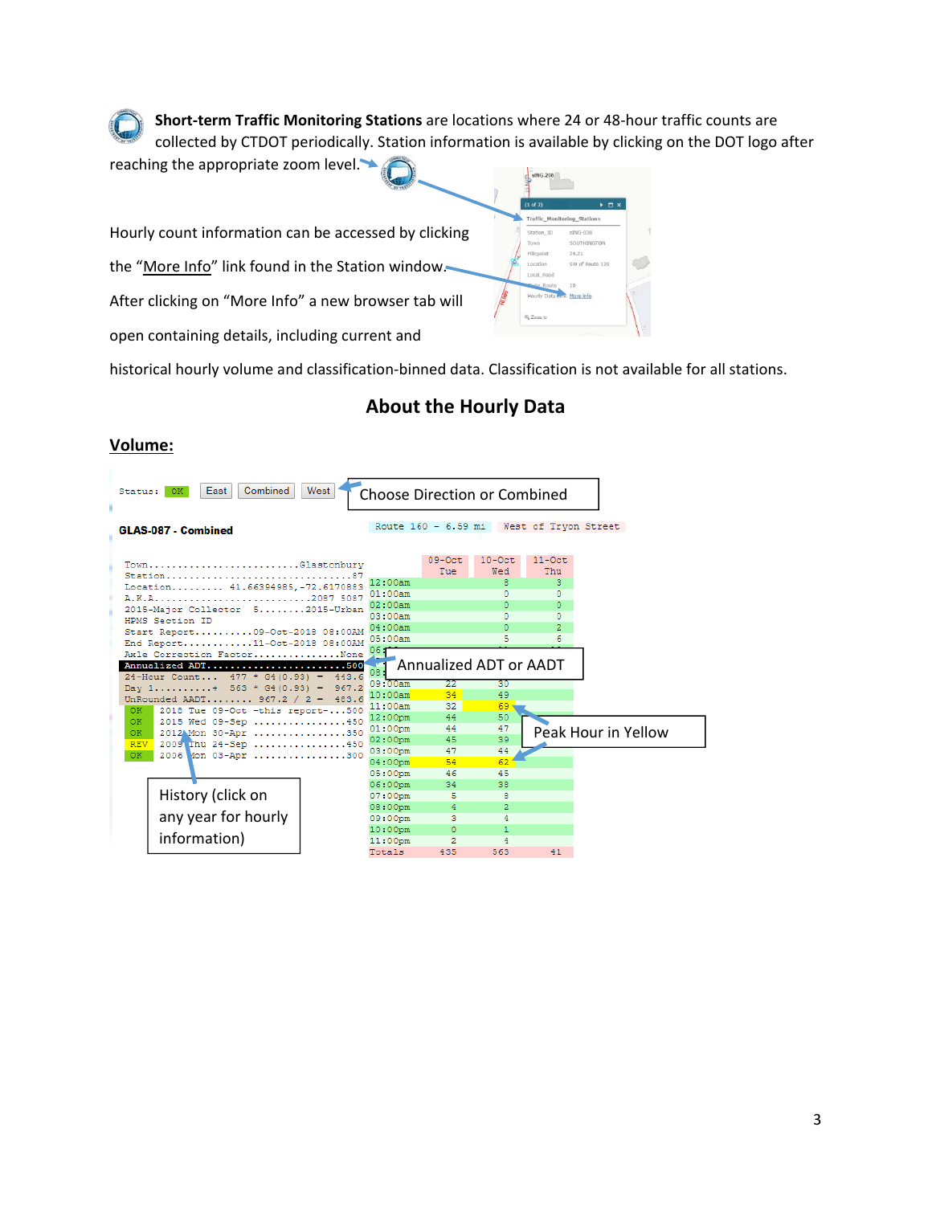**Short-term Traffic Monitoring Stations** are locations where 24 or 48-hour traffic counts are collected by CTDOT periodically. Station information is available by clicking on the DOT logo after reaching the appropriate zoom level.

Hourly count information can be accessed by clicking the "More Info" link found in the Station window. After clicking on "More Info" a new browser tab will open containing details, including current and historical hourly volume and classification-binned data. Classification is not available for all stations.

## About the Hourly Data

### Volume:

Choose Direction or Combined

Annualized ADT or AADT

Peak Hour in Yellow

History (click on any year for hourly information)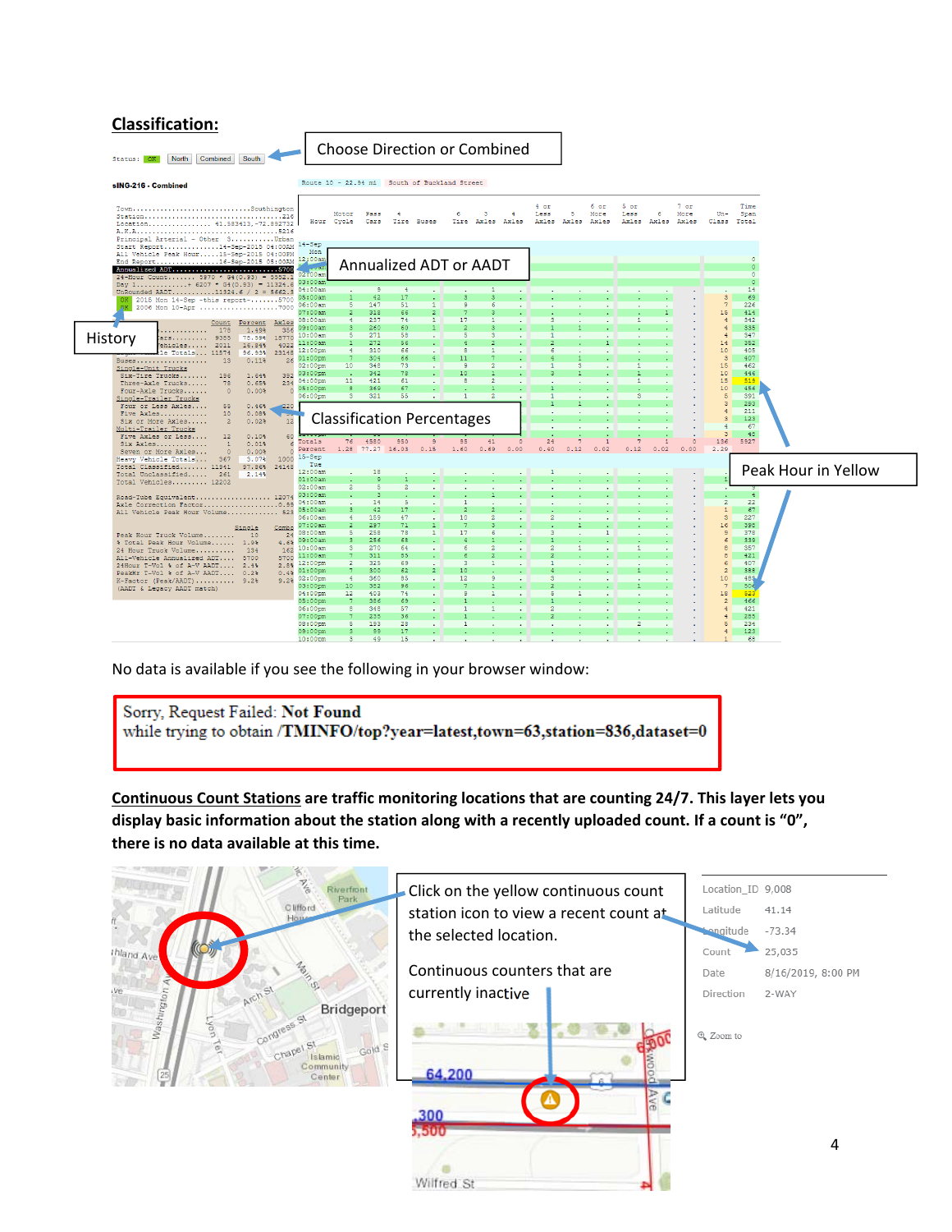## Classification:

Choose Direction or Combined

Annualized ADT or AADT

History

Classification Percentages

Peak Hour in Yellow

No data is available if you see the following in your browser window:

Sorry, Request Failed: **Not Found**
while trying to obtain **/TMINFO/top?year=latest,town=63,station=836,dataset=0**

**<u>Continuous Count Stations</u> are traffic monitoring locations that are counting 24/7. This layer lets you display basic information about the station along with a recently uploaded count. If a count is "0", there is no data available at this time.**

Click on the yellow continuous count station icon to view a recent count at the selected location.

Continuous counters that are currently inactive

| | |
|---|---|
| Location_ID | 9,008 |
| Latitude | 41.14 |
| Longitude | -73.34 |
| Count | 25,035 |
| Date | 8/16/2019, 8:00 PM |
| Direction | 2-WAY |

Zoom to